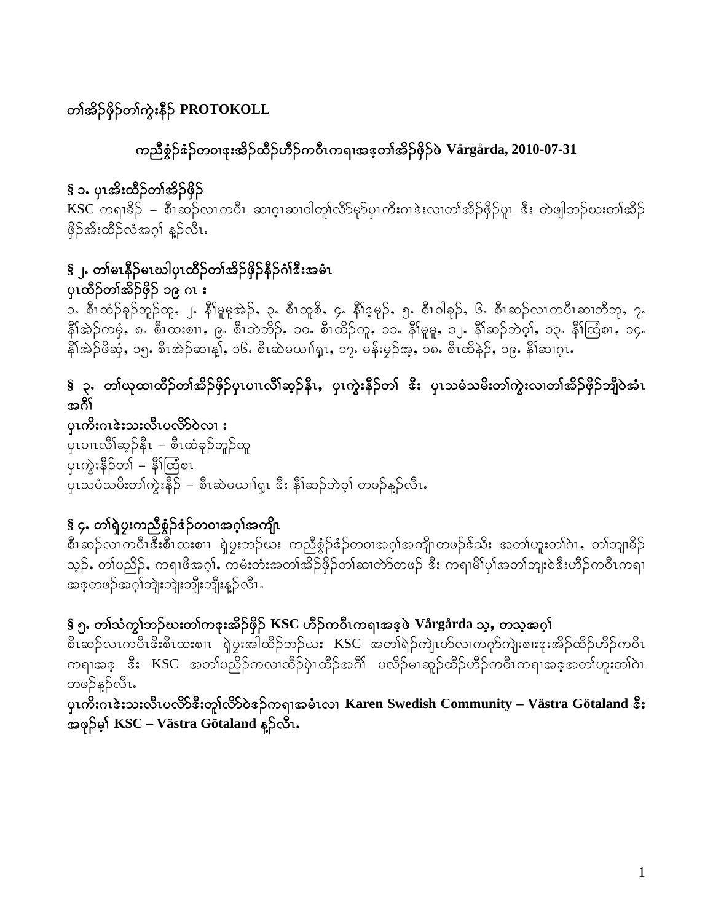တၢ်အိၣ်ဖှိၣ်တၢ်ကွဲးနိၣ် **PROTOKOLL**

## ကညီစွံၣ်ဖံၣ်တဝၢဒုးအိၣ်ထီၣ်ဟီၣ်ကဝီၤကရၢအဒ့တၢ်အိၣ်ဖှိၣ်ဖဲ **Vårgårda, 2010-07-31**

### § ၁. ပှၤအိးထီၣ်တၢ်အိၣ်ဖှိၣ်

KSC ကရၢခိၣ် – စီၤဆၣ်လၤကပီၤ ဆၢဂ့ၤဆၢဝါတူၢ်လိာ်မှာ်ပှၤကိးဂၤဒဲးလၢတၢ်အိၣ်ဖှိၣ်ပူၤ ဒီး တဲဖျါဘၣ်ဃးတၢ်အိၣ်ဖှိၣ်အိးထီၣ်လံအဂ့ၢ် န့ၣ်လီၤ.

### § ၂. တၢ်မၤနီၣ်မၤဃါပှၤထီၣ်တၢ်အိၣ်ဖှိၣ်နီၣ်ဂံၢ်ဒီးအမံၤ

**ပှၤထီၣ်တၢ်အိၣ်ဖှိၣ် ၁၉ ဂၤ :**

၁. စီၤထံၣ်ခုၣ်ဘူၣ်ထူ, ၂. နီၢ်မူမူအဲၣ်, ၃. စီၤထူစိ, ၄. နီၢ်ဒ့မုၣ်, ၅. စီၤဝါခုၣ်, ၆. စီၤဆၣ်လၤကပီၤဆၢတီဘု, ၇. နီၢ်အဲၣ်ကမုံ, ၈. စီၤထးစၢၤ, ၉. စီၤဘဲဘိၣ်, ၁၀. စီၤထိၣ်ကူ, ၁၁. နီၢ်မူမူ, ၁၂. နီၢ်ဆၣ်ဘဲဝ့ၢ်, ၁၃. နီၢ်ထြံစၤ, ၁၄. နီၢ်အဲၣ်ဖိဆုံ, ၁၅. စီၤအဲၣ်ဆၢန့ၢ်, ၁၆. စီၤဆဲမဃၢၢ်ရှၤ, ၁၇. မန်းမှၣ်အ့, ၁၈. စီၤထိနဲၣ်, ၁၉. နီၢ်ဆၢဂ့ၤ.

### § ၃. တၢ်ဃုထၢထီၣ်တၢ်အိၣ်ဖှိၣ်ပှၤပၢၤလီၢ်ဆ့ၣ်နီၤ, ပှၤကွဲးနိၣ်တၢ် ဒီး ပှၤသမံသမိးတၢ်ကွဲးလၢတၢ်အိၣ်ဖှိၣ်ဘျီဝဲအံၤအဂီၢ်

**ပှၤကိးဂၤဒဲးသးလီၤပလိာ်ဝဲလၢ :**

ပှၤပၢၤလီၢ်ဆ့ၣ်နီၤ – စီၤထံခုၣ်ဘူၣ်ထူ
ပှၤကွဲးနိၣ်တၢ် – နီၢ်ထြံစၤ
ပှၤသမံသမိးတၢ်ကွဲးနိၣ် – စီၤဆဲမဃၢၢ်ရှၤ ဒီး နီၢ်ဆၣ်ဘဲဝ့ၢ် တဖၣ်န့ၣ်လီၤ.

### § ၄. တၢ်ရဲပွးကညီစွံၣ်ဖံၣ်တဝၢအဂ့ၢ်အကျိၤ

စီၤဆၣ်လၤကပီၤဒီးစီၤထးစၢၤ ရဲပွးဘၣ်ဃး ကညီစွံၣ်ဖံၣ်တဝၢအဂ့ၢ်အကျိၤတဖၣ်ဒ်သိး အတၢ်ဟူးတၢ်ဂဲၤ, တၢ်ဘျၢခိၣ်သ့ၣ်, တၢ်ပညိၣ်, ကရၢဖိအဂ့ၢ်, ကမံးတံးအတၢ်အိၣ်ဖှိၣ်တၢ်ဆၢတဲာ်တဖၣ် ဒီး ကရၢမိၢ်ပှၢ်အတၢ်ဘျးစဲဒီးဟီၣ်ကဝီၤကရၢအဒ့တဖၣ်အဂ့ၢ်ဘျဲးဘျဲးဘျီးဘျီးန့ၣ်လီၤ.

### § ၅. တၢ်သံကွၢ်ဘၣ်ဃးတၢ်ကဒုးအိၣ်ဖှိၣ် KSC ဟီၣ်ကဝီၤကရၢအဒ့ဖဲ Vårgårda သ့, တသ့အဂ့ၢ်

စီၤဆၣ်လၤကပီၤဒီးစီၤထးစၢၤ ရဲပွးအါထီၣ်ဘၣ်ဃး KSC အတၢ်ရဲၣ်ကျဲၤဟ်လၢကဂ့ာ်ကျဲးစၢးဒုးအိၣ်ထီၣ်ဟီၣ်ကဝီၤကရၢအဒ့ ဒီး KSC အတၢ်ပညိၣ်ကလၢထီၣ်ပှဲၤထီၣ်အဂီၢ် ပလိၣ်မၤဆူၣ်ထီၣ်ဟီၣ်ကဝီၤကရၢအဒ့အတၢ်ဟူးတၢ်ဂဲၤတဖၣ်န့ၣ်လီၤ.

**ပှၤကိးဂၤဒဲးသးလီၤပလိာ်ဒီးတူၢ်လိာ်ဝဲဒၣ်ကရၢအမံၤလၢ Karen Swedish Community – Västra Götaland ဒီး အဖုၣ်မှၢ် KSC – Västra Götaland န့ၣ်လီၤ.**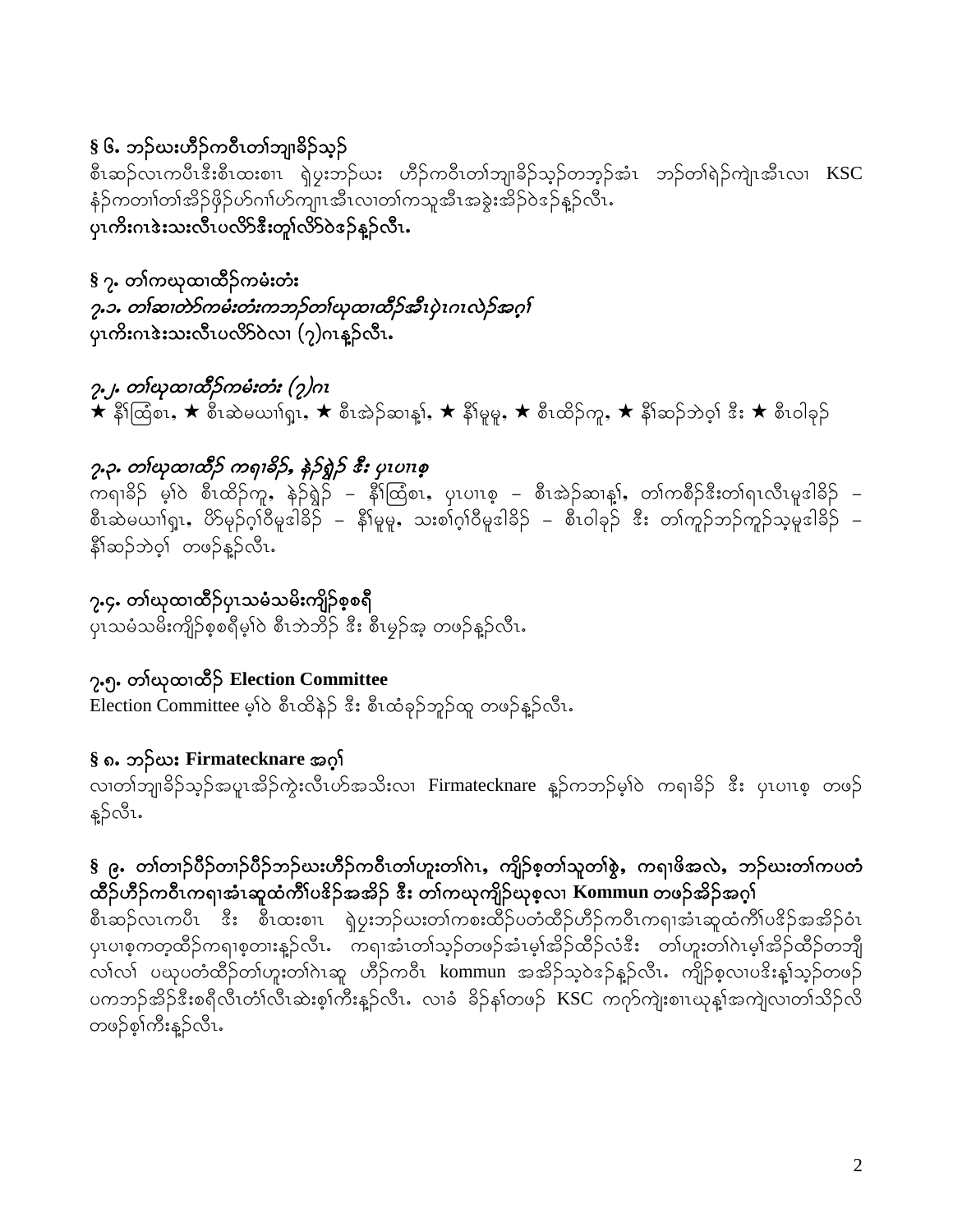## § ၆. ဘ်ၣဃးဟီၣ်ကဝီၤတၢ်ဘျၢခိၣ်သ့ၣ်

စီၤဆၣ်လၤကပီၤဒီးစီၤထးစၢၤ ရဲပွးဘၣ်ဃး ဟီၣ်ကဝီၤတၢ်ဘျၢခိၣ်သ့ၣ်တဘ့ၣ်အံၤ ဘၣ်တၢ်ရဲၣ်ကျဲၤအီၤလၢ KSC နံၣ်ကတၢါတၢ်အိၣ်ဖှိၣ်ဟ်ဂၢါဟ်ကျၢၤအီၤလၢတၢ်ကသူအီၤအခွဲးအိၣ်ဝဲဒၣ်န့ၣ်လီၤ.

**ပှၤကီးဂၤဒဲးသးလီၤပလိာ်ဒီးတူၢ်လိာ်ဝဲဒၣ်န့ၣ်လီၤ.**

## § ၇. တၢ်ကဃုထၢထီၣ်ကမံးတံး

### *၇.၁. တၢ်ဆၢတဲာ်ကမံးတံးကဘၣ်တၢ်ဃုထၢထီၣ်အီၤပှဲၤဂၤလဲၣ်အဂ့ၢ်*

**ပှၤကီးဂၤဒဲးသးလီၤပလိာ်ဝဲလၢ (၇)ဂၤန့ၣ်လီၤ.**

### *၇.၂. တၢ်ဃုထၢထီၣ်ကမံးတံး (၇)ဂၤ*

★ နီၢ်ထြိစၢ, ★ စီၤဆဲမယၢ်ရှၤ, ★ စီၤအဲၣ်ဆၢန့ၢ်, ★ နီၢ်မူမူ, ★ စီၤထိၣ်ကူ, ★ နီၢ်ဆၣ်ဘဲဝ့ၢ် ဒီး ★ စီၤဝါခုၣ်

### *၇.၃. တၢ်ဃုထၢထီၣ် ကရၢခိၣ်, နဲၣ်ရှဲၣ် ဒီး ပှၤပၢၤစ့*

ကရၢခိၣ် မ့ၢ်ဝဲ စီၤထိၣ်ကူ, နဲၣ်ရှဲၣ် – နီၢ်ထြိစၢ, ပှၤပၢၤစ့ – စီၤအဲၣ်ဆၢန့ၢ်, တၢ်ကစိၣ်ဒီးတၢ်ရၤလီၤမူဒါခိၣ် – စီၤဆဲမယၢ်ရှၤ, ဗိာ်မုၣ်ဂ့ၢ်ဝီမူဒါခိၣ် – နီၢ်မူမူ, သးစၢ်ဂ့ၢ်ဝီမူဒါခိၣ် – စီၤဝါခုၣ် ဒီး တၢ်ကူၣ်ဘၣ်ကူၣ်သ့မူဒါခိၣ် – နီၢ်ဆၣ်ဘဲဝ့ၢ် တဖၣ်န့ၣ်လီၤ.

### ၇.၄. တၢ်ဃုထၢထီၣ်ပှၤသမံသမိးကျိၣ်စ့စရီ

ပှၤသမံသမိးကျိၣ်စ့စရီမ့ၢ်ဝဲ စီၤဘဲဘိၣ် ဒီး စီၤမုၣ်အ့ တဖၣ်န့ၣ်လီၤ.

### ၇.၅. တၢ်ဃုထၢထီၣ် Election Committee

Election Committee မ့ၢ်ဝဲ စီၤထိနဲၣ် ဒီး စီၤထံခုၣ်ဘူၣ်ထူ တဖၣ်န့ၣ်လီၤ.

## § ၈. ဘၣ်ဃး Firmatecknare အဂ့ၢ်

လၢတၢ်ဘျၢခိၣ်သ့ၣ်အပူၤအိၣ်ကွဲးလီၤဟ်အသိးလၢ Firmatecknare န့ၣ်ကဘၣ်မ့ၢ်ဝဲ ကရၢခိၣ် ဒီး ပှၤပၢၤစ့ တဖၣ်န့ၣ်လီၤ.

## § ၉. တၢ်တၢၣ်ပီၣ်တၢၣ်ပီၣ်ဘၣ်ဃးဟီၣ်ကဝီၤတၢ်ဟူးတၢ်ဂဲၤ, ကျိၣ်စ့တၢ်သူတၢ်စွဲ, ကရၢဖိအလဲ, ဘၣ်ဃးတၢ်ကပတံထီၣ်ဟီၣ်ကဝီၤကရၢအံၤဆူထံကီၢ်ပဇိၣ်အအိၣ် ဒီး တၢ်ကဃုကျိၣ်ဃုစ့လၢ Kommun တဖၣ်အိၣ်အဂ့ၢ်

စီၤဆၣ်လၤကပီၤ ဒီး စီၤထးစၢၤ ရဲပွးဘၣ်ဃးတၢ်ကစးထိၣ်ပတံထီၣ်ဟီၣ်ကဝီၤကရၢအံၤဆူထံကီၢ်ပဇိၣ်အအိၣ်ဝံၤ ပှၤပၢစ့ကတ့ထိၣ်ကရၢစ့တၢးန့ၣ်လီၤ. ကရၢအံၤတၢ်သ့ၣ်တဖၣ်အံၤမ့ၢ်အိၣ်ထိၣ်လံဒီး တၢ်ဟူးတၢ်ဂဲၤမ့ၢ်အိၣ်ထိၣ်တဘျီလၢ်လၢ် ပဃုပတံထီၣ်တၢ်ဟူးတၢ်ဂဲၤဆူ ဟီၣ်ကဝီၤ kommun အအိၣ်သ့ဝဲဒၣ်န့ၣ်လီၤ. ကျိၣ်စ့လၢပဒိးန့ၢ်သ့ၣ်တဖၣ်ပကဘၣ်အိၣ်ဒီးစရီလီၤတံၢ်လီၤဆဲးစ့ၢ်ကီးန့ၣ်လီၤ. လၢခံ ခိၣ်နၢ်တဖၣ် KSC ကဂ့ာ်ကျဲးစၢၤဃုန့ၢ်အကျဲလၢတၢ်သိၣ်လိတဖၣ်စ့ၢ်ကီးန့ၣ်လီၤ.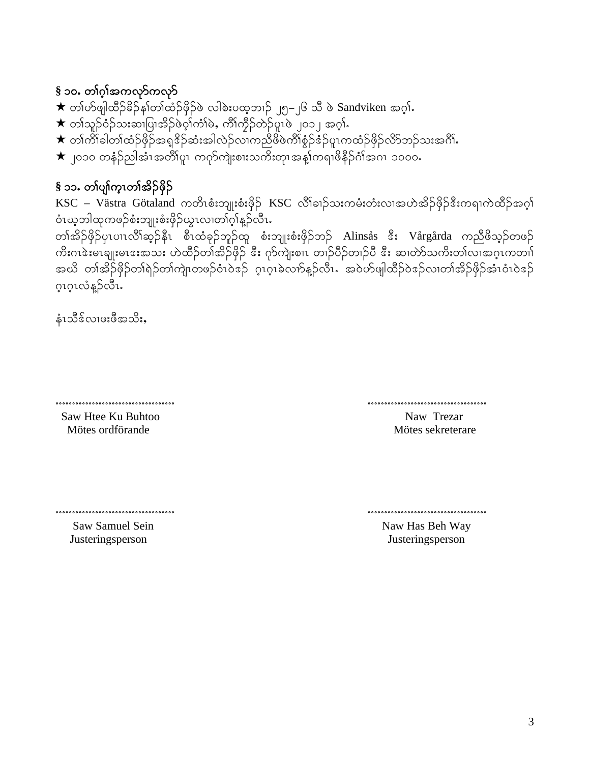## § ၁၀. တၢ်ဂ့ၢ်အကလုာ်ကလုာ်

★ တၢ်ဟ်ဖျါထီဉ်ခီဉ်နၢ်တၢ်ထံဉ်ဖှိဉ်ဖဲ လါစဲးပထ့ဘၢဉ် ၂၅–၂၆ သီ ဖဲ Sandviken အဂ့ၢ်.

★ တၢ်သူဉ်ဝံဉ်သးဆၢပြၢအိဉ်ဖဲဝ့ၢ်ကၢံမဲ, ကီၢ်ကိုဉ်တဲဉ်ပူၤဖဲ ၂၀၁၂ အဂ့ၢ်.

★ တၢ်ကိၢ်ခါတၢ်ထံဉ်ဖှိဉ်အရှဒိဉ်ဆံးအါလဲဉ်လၢကညီဖိဖဲကီၢ်စွံဉ်ဒံဉ်ပူၤကထံဉ်ဖှိဉ်လိာ်ဘဉ်သးအဂီၢ်.

★ ၂၀၁၀ တနံဉ်ညါအံၤအတီၢ်ပူၤ ကဂုာ်ကျဲးစၢးသကိးတုၤအနူ့ၢ်ကရၢဖိနီဉ်ဂံၢ်အဂၤ ၁၀၀၀.

## § ၁၁. တၢ်ပျၢ်ကွၤတၢ်အိဉ်ဖှိဉ်

KSC – Västra Götaland ကတိၤစံးဘျုးစံးဖှိဉ် KSC လိၢ်ခၢဉ်သးကမံးတံၤလၢအဟဲအိဉ်ဖှိဉ်ဒီးကရၢကဲထီဉ်အဂ့ၢ် ဝံၤယ့ဘါထုကဖဉ်စံးဘျုးစံးဖှိဉ်ယွၤလၢတၢ်ဂ့ၢ်နူ့ဉ်လီၤ.

တၢ်အိဉ်ဖှိဉ်ပှၤပၢၤလိၢ်ဆ့ဉ်နီၤ စီၤထံခုဉ်ဘူဉ်ထူ စံးဘျုးစံးဖှိဉ်ဘဉ် Alinsås ဒီး Vårgårda ကညီဖိသ့ဉ်တဖဉ် ကိးဂၤဒဲးမၤချူးမၤဒးအသး ဟဲထီဉ်တၢ်အိဉ်ဖှိဉ် ဒီး ဂုာ်ကျဲးစၢၤ တၢဉ်ပိဉ်တၢဉ်ပီ ဒီး ဆၢတဲာ်သကိးတၢ်လၢအဂ့ၤကတၢၢ် အဃိ တၢ်အိဉ်ဖှိဉ်တၢ်ရဲဉ်တၢ်ကျဲၤတဖဉ်ဝံၤဝဲဒဉ် ဂ့ၤဂ့ၤခဲလၢာ်နူ့ဉ်လီၤ. အဝဲဟ်ဖျါထီဉ်ဝဲဒဉ်လၢတၢ်အိဉ်ဖှိဉ်အံၤဝံၤဝဲဒဉ် ဂ့ၤဂ့ၤလံနူ့ဉ်လီၤ.

နံၤသီဒ်လၢဖးဖီအသိး,

| | |
|---|---|
| ...................................... | ...................................... |
| Saw Htee Ku Buhtoo | Naw Trezar |
| Mötes ordförande | Mötes sekreterare |
| ...................................... | ...................................... |
| Saw Samuel Sein | Naw Has Beh Way |
| Justeringsperson | Justeringsperson |